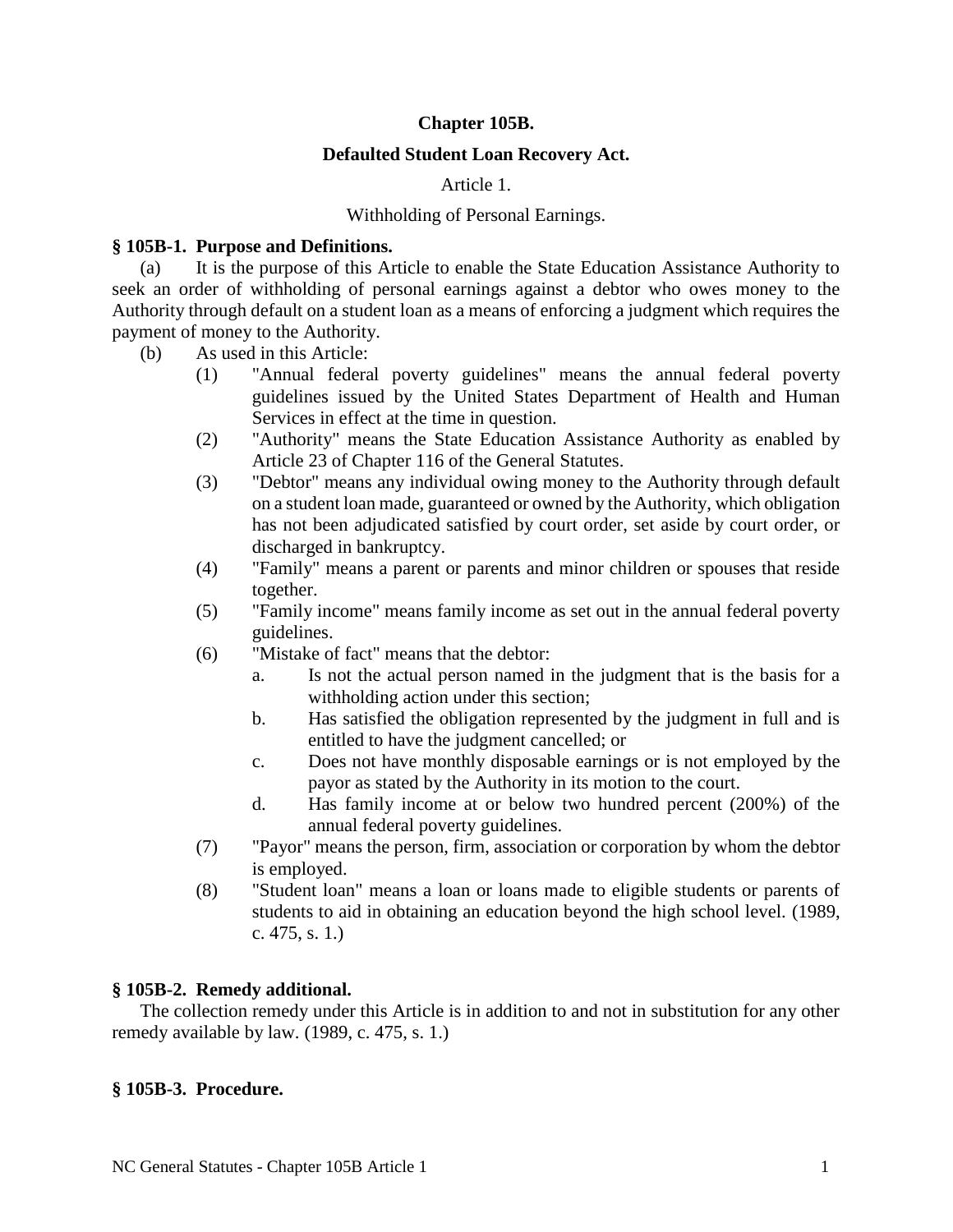# Chapter 105B.

## Defaulted Student Loan Recovery Act.

### Article 1.

### Withholding of Personal Earnings.

**§ 105B-1. Purpose and Definitions.**

(a) It is the purpose of this Article to enable the State Education Assistance Authority to seek an order of withholding of personal earnings against a debtor who owes money to the Authority through default on a student loan as a means of enforcing a judgment which requires the payment of money to the Authority.

(b) As used in this Article:

(1) "Annual federal poverty guidelines" means the annual federal poverty guidelines issued by the United States Department of Health and Human Services in effect at the time in question.

(2) "Authority" means the State Education Assistance Authority as enabled by Article 23 of Chapter 116 of the General Statutes.

(3) "Debtor" means any individual owing money to the Authority through default on a student loan made, guaranteed or owned by the Authority, which obligation has not been adjudicated satisfied by court order, set aside by court order, or discharged in bankruptcy.

(4) "Family" means a parent or parents and minor children or spouses that reside together.

(5) "Family income" means family income as set out in the annual federal poverty guidelines.

(6) "Mistake of fact" means that the debtor:

a. Is not the actual person named in the judgment that is the basis for a withholding action under this section;

b. Has satisfied the obligation represented by the judgment in full and is entitled to have the judgment cancelled; or

c. Does not have monthly disposable earnings or is not employed by the payor as stated by the Authority in its motion to the court.

d. Has family income at or below two hundred percent (200%) of the annual federal poverty guidelines.

(7) "Payor" means the person, firm, association or corporation by whom the debtor is employed.

(8) "Student loan" means a loan or loans made to eligible students or parents of students to aid in obtaining an education beyond the high school level. (1989, c. 475, s. 1.)

**§ 105B-2. Remedy additional.**

The collection remedy under this Article is in addition to and not in substitution for any other remedy available by law. (1989, c. 475, s. 1.)

**§ 105B-3. Procedure.**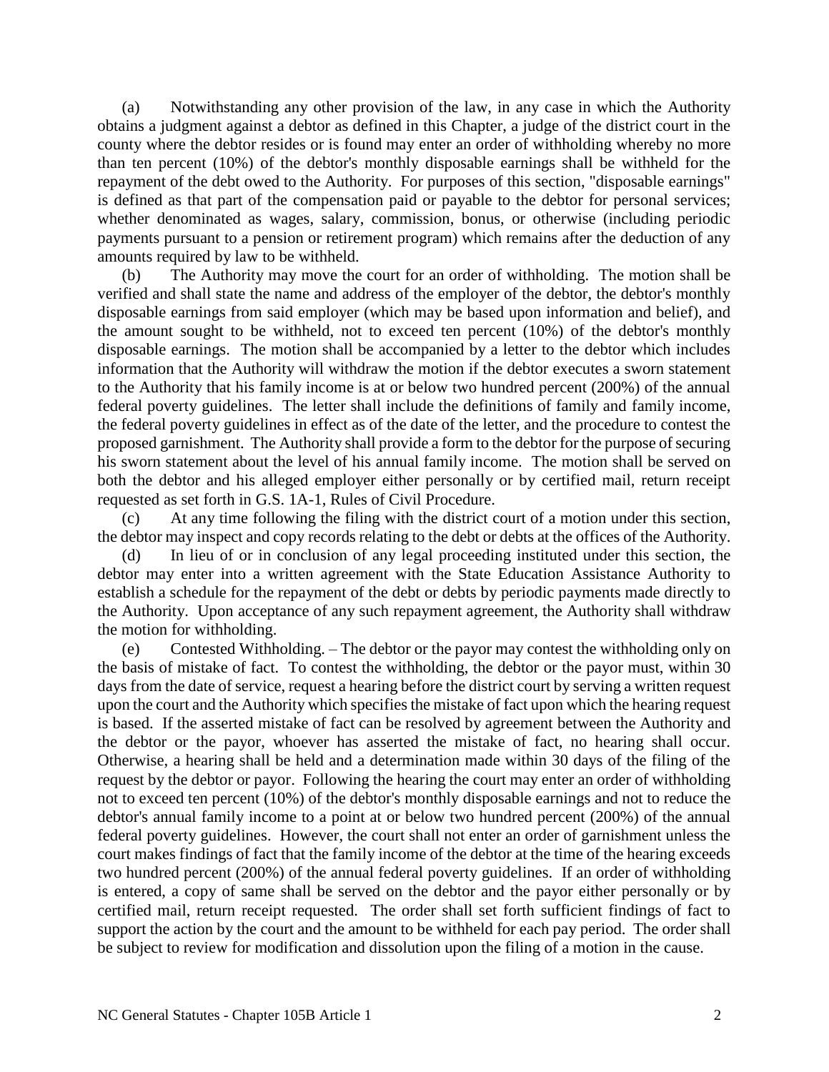(a) Notwithstanding any other provision of the law, in any case in which the Authority obtains a judgment against a debtor as defined in this Chapter, a judge of the district court in the county where the debtor resides or is found may enter an order of withholding whereby no more than ten percent (10%) of the debtor's monthly disposable earnings shall be withheld for the repayment of the debt owed to the Authority. For purposes of this section, "disposable earnings" is defined as that part of the compensation paid or payable to the debtor for personal services; whether denominated as wages, salary, commission, bonus, or otherwise (including periodic payments pursuant to a pension or retirement program) which remains after the deduction of any amounts required by law to be withheld.

(b) The Authority may move the court for an order of withholding. The motion shall be verified and shall state the name and address of the employer of the debtor, the debtor's monthly disposable earnings from said employer (which may be based upon information and belief), and the amount sought to be withheld, not to exceed ten percent (10%) of the debtor's monthly disposable earnings. The motion shall be accompanied by a letter to the debtor which includes information that the Authority will withdraw the motion if the debtor executes a sworn statement to the Authority that his family income is at or below two hundred percent (200%) of the annual federal poverty guidelines. The letter shall include the definitions of family and family income, the federal poverty guidelines in effect as of the date of the letter, and the procedure to contest the proposed garnishment. The Authority shall provide a form to the debtor for the purpose of securing his sworn statement about the level of his annual family income. The motion shall be served on both the debtor and his alleged employer either personally or by certified mail, return receipt requested as set forth in G.S. 1A-1, Rules of Civil Procedure.

(c) At any time following the filing with the district court of a motion under this section, the debtor may inspect and copy records relating to the debt or debts at the offices of the Authority.

(d) In lieu of or in conclusion of any legal proceeding instituted under this section, the debtor may enter into a written agreement with the State Education Assistance Authority to establish a schedule for the repayment of the debt or debts by periodic payments made directly to the Authority. Upon acceptance of any such repayment agreement, the Authority shall withdraw the motion for withholding.

(e) Contested Withholding. – The debtor or the payor may contest the withholding only on the basis of mistake of fact. To contest the withholding, the debtor or the payor must, within 30 days from the date of service, request a hearing before the district court by serving a written request upon the court and the Authority which specifies the mistake of fact upon which the hearing request is based. If the asserted mistake of fact can be resolved by agreement between the Authority and the debtor or the payor, whoever has asserted the mistake of fact, no hearing shall occur. Otherwise, a hearing shall be held and a determination made within 30 days of the filing of the request by the debtor or payor. Following the hearing the court may enter an order of withholding not to exceed ten percent (10%) of the debtor's monthly disposable earnings and not to reduce the debtor's annual family income to a point at or below two hundred percent (200%) of the annual federal poverty guidelines. However, the court shall not enter an order of garnishment unless the court makes findings of fact that the family income of the debtor at the time of the hearing exceeds two hundred percent (200%) of the annual federal poverty guidelines. If an order of withholding is entered, a copy of same shall be served on the debtor and the payor either personally or by certified mail, return receipt requested. The order shall set forth sufficient findings of fact to support the action by the court and the amount to be withheld for each pay period. The order shall be subject to review for modification and dissolution upon the filing of a motion in the cause.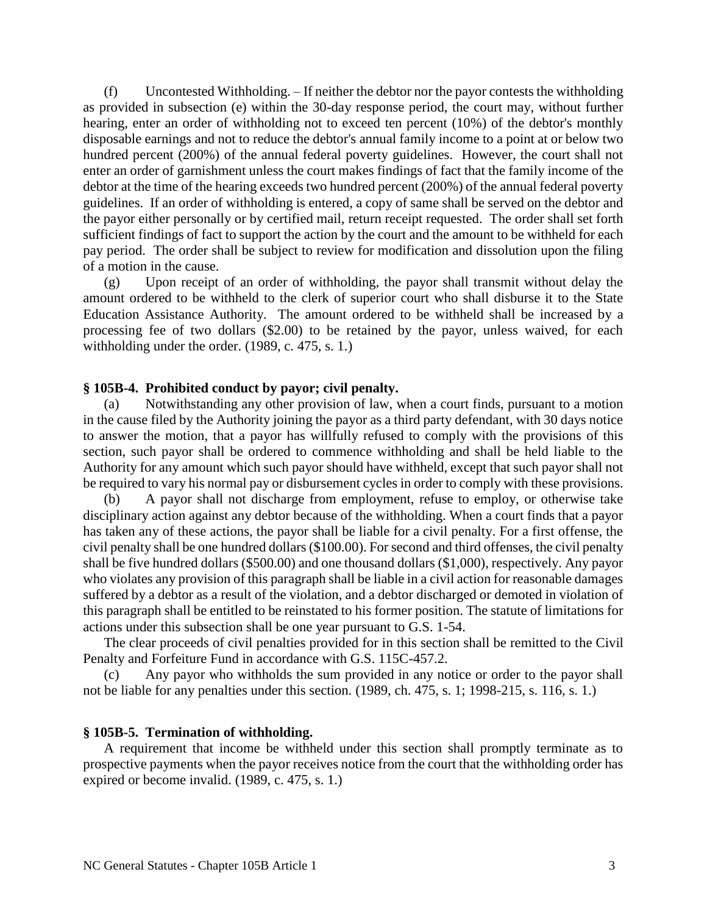(f) Uncontested Withholding. – If neither the debtor nor the payor contests the withholding as provided in subsection (e) within the 30-day response period, the court may, without further hearing, enter an order of withholding not to exceed ten percent (10%) of the debtor's monthly disposable earnings and not to reduce the debtor's annual family income to a point at or below two hundred percent (200%) of the annual federal poverty guidelines. However, the court shall not enter an order of garnishment unless the court makes findings of fact that the family income of the debtor at the time of the hearing exceeds two hundred percent (200%) of the annual federal poverty guidelines. If an order of withholding is entered, a copy of same shall be served on the debtor and the payor either personally or by certified mail, return receipt requested. The order shall set forth sufficient findings of fact to support the action by the court and the amount to be withheld for each pay period. The order shall be subject to review for modification and dissolution upon the filing of a motion in the cause.

(g) Upon receipt of an order of withholding, the payor shall transmit without delay the amount ordered to be withheld to the clerk of superior court who shall disburse it to the State Education Assistance Authority. The amount ordered to be withheld shall be increased by a processing fee of two dollars ($2.00) to be retained by the payor, unless waived, for each withholding under the order. (1989, c. 475, s. 1.)

### § 105B-4. Prohibited conduct by payor; civil penalty.

(a) Notwithstanding any other provision of law, when a court finds, pursuant to a motion in the cause filed by the Authority joining the payor as a third party defendant, with 30 days notice to answer the motion, that a payor has willfully refused to comply with the provisions of this section, such payor shall be ordered to commence withholding and shall be held liable to the Authority for any amount which such payor should have withheld, except that such payor shall not be required to vary his normal pay or disbursement cycles in order to comply with these provisions.

(b) A payor shall not discharge from employment, refuse to employ, or otherwise take disciplinary action against any debtor because of the withholding. When a court finds that a payor has taken any of these actions, the payor shall be liable for a civil penalty. For a first offense, the civil penalty shall be one hundred dollars ($100.00). For second and third offenses, the civil penalty shall be five hundred dollars ($500.00) and one thousand dollars ($1,000), respectively. Any payor who violates any provision of this paragraph shall be liable in a civil action for reasonable damages suffered by a debtor as a result of the violation, and a debtor discharged or demoted in violation of this paragraph shall be entitled to be reinstated to his former position. The statute of limitations for actions under this subsection shall be one year pursuant to G.S. 1-54.

The clear proceeds of civil penalties provided for in this section shall be remitted to the Civil Penalty and Forfeiture Fund in accordance with G.S. 115C-457.2.

(c) Any payor who withholds the sum provided in any notice or order to the payor shall not be liable for any penalties under this section. (1989, ch. 475, s. 1; 1998-215, s. 116, s. 1.)

### § 105B-5. Termination of withholding.

A requirement that income be withheld under this section shall promptly terminate as to prospective payments when the payor receives notice from the court that the withholding order has expired or become invalid. (1989, c. 475, s. 1.)